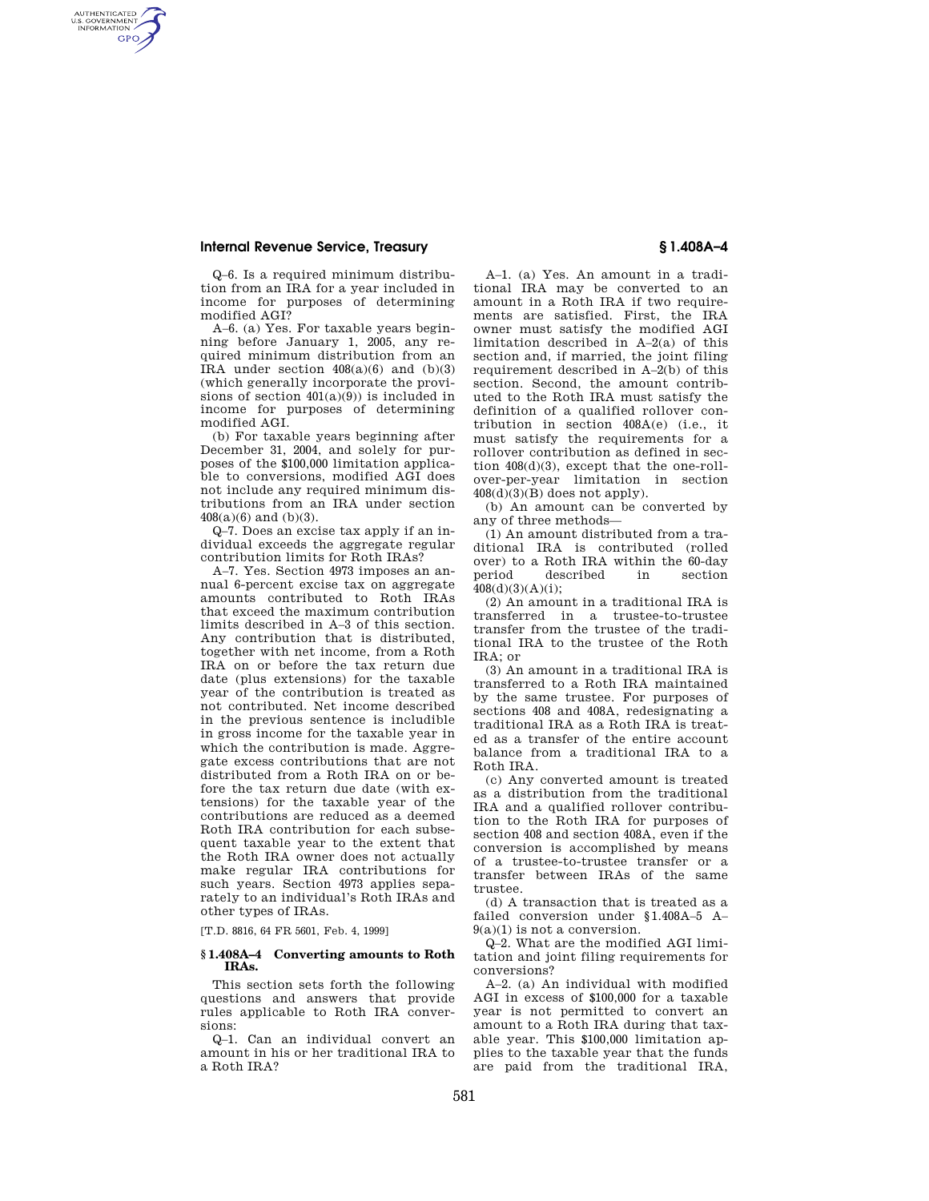Q–6. Is a required minimum distribution from an IRA for a year included in income for purposes of determining modified AGI?

A–6. (a) Yes. For taxable years beginning before January 1, 2005, any required minimum distribution from an IRA under section 408(a)(6) and (b)(3) (which generally incorporate the provisions of section 401(a)(9)) is included in income for purposes of determining modified AGI.

(b) For taxable years beginning after December 31, 2004, and solely for purposes of the $100,000 limitation applicable to conversions, modified AGI does not include any required minimum distributions from an IRA under section 408(a)(6) and (b)(3).

Q–7. Does an excise tax apply if an individual exceeds the aggregate regular contribution limits for Roth IRAs?

A–7. Yes. Section 4973 imposes an annual 6-percent excise tax on aggregate amounts contributed to Roth IRAs that exceed the maximum contribution limits described in A–3 of this section. Any contribution that is distributed, together with net income, from a Roth IRA on or before the tax return due date (plus extensions) for the taxable year of the contribution is treated as not contributed. Net income described in the previous sentence is includible in gross income for the taxable year in which the contribution is made. Aggregate excess contributions that are not distributed from a Roth IRA on or before the tax return due date (with extensions) for the taxable year of the contributions are reduced as a deemed Roth IRA contribution for each subsequent taxable year to the extent that the Roth IRA owner does not actually make regular IRA contributions for such years. Section 4973 applies separately to an individual's Roth IRAs and other types of IRAs.

[T.D. 8816, 64 FR 5601, Feb. 4, 1999]

## § 1.408A–4 Converting amounts to Roth IRAs.

This section sets forth the following questions and answers that provide rules applicable to Roth IRA conversions:

Q–1. Can an individual convert an amount in his or her traditional IRA to a Roth IRA?

A–1. (a) Yes. An amount in a traditional IRA may be converted to an amount in a Roth IRA if two requirements are satisfied. First, the IRA owner must satisfy the modified AGI limitation described in A–2(a) of this section and, if married, the joint filing requirement described in A–2(b) of this section. Second, the amount contributed to the Roth IRA must satisfy the definition of a qualified rollover contribution in section 408A(e) (i.e., it must satisfy the requirements for a rollover contribution as defined in section 408(d)(3), except that the one-rollover-per-year limitation in section 408(d)(3)(B) does not apply).

(b) An amount can be converted by any of three methods—

(1) An amount distributed from a traditional IRA is contributed (rolled over) to a Roth IRA within the 60-day period described in section 408(d)(3)(A)(i);

(2) An amount in a traditional IRA is transferred in a trustee-to-trustee transfer from the trustee of the traditional IRA to the trustee of the Roth IRA; or

(3) An amount in a traditional IRA is transferred to a Roth IRA maintained by the same trustee. For purposes of sections 408 and 408A, redesignating a traditional IRA as a Roth IRA is treated as a transfer of the entire account balance from a traditional IRA to a Roth IRA.

(c) Any converted amount is treated as a distribution from the traditional IRA and a qualified rollover contribution to the Roth IRA for purposes of section 408 and section 408A, even if the conversion is accomplished by means of a trustee-to-trustee transfer or a transfer between IRAs of the same trustee.

(d) A transaction that is treated as a failed conversion under §1.408A–5 A–9(a)(1) is not a conversion.

Q–2. What are the modified AGI limitation and joint filing requirements for conversions?

A–2. (a) An individual with modified AGI in excess of $100,000 for a taxable year is not permitted to convert an amount to a Roth IRA during that taxable year. This $100,000 limitation applies to the taxable year that the funds are paid from the traditional IRA,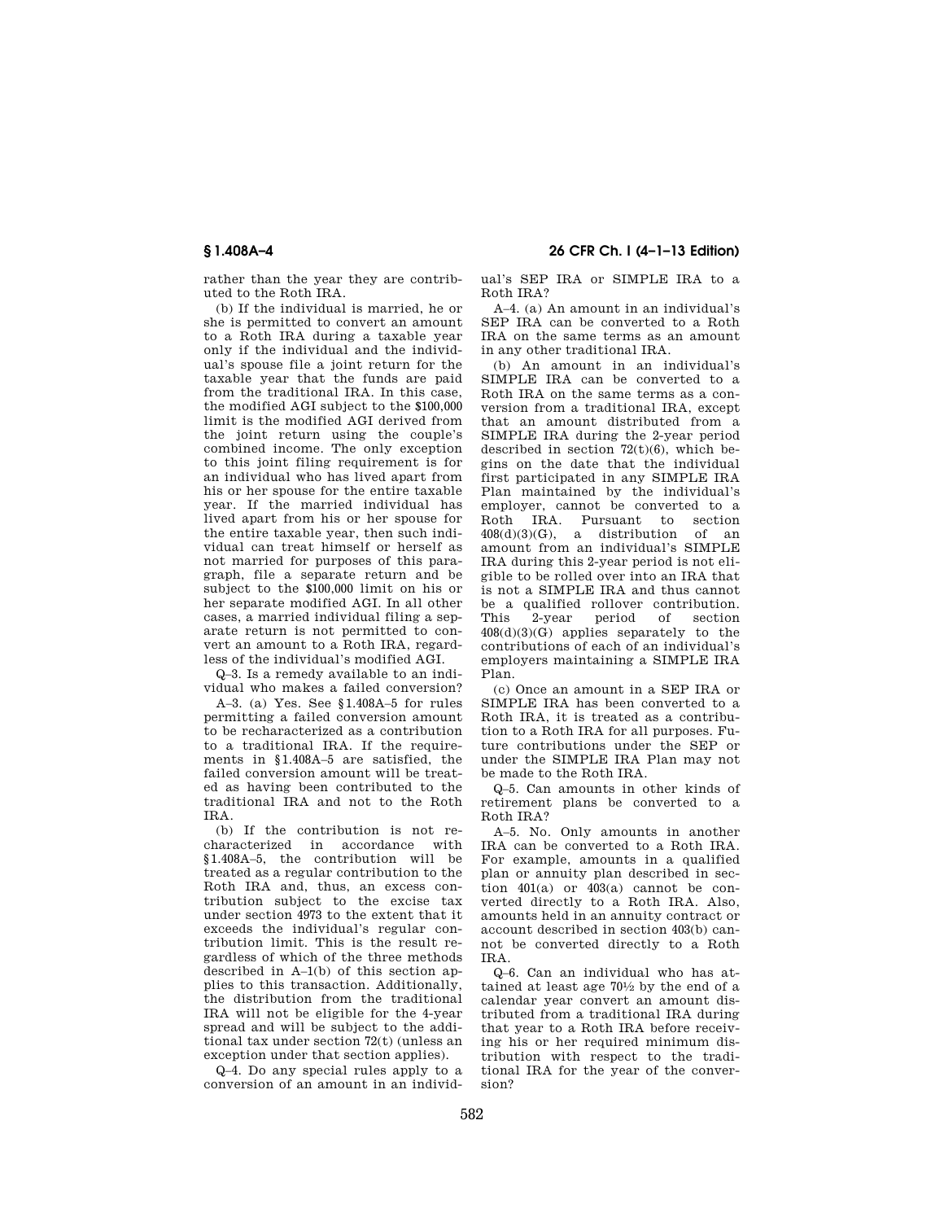rather than the year they are contributed to the Roth IRA.

(b) If the individual is married, he or she is permitted to convert an amount to a Roth IRA during a taxable year only if the individual and the individual's spouse file a joint return for the taxable year that the funds are paid from the traditional IRA. In this case, the modified AGI subject to the $100,000 limit is the modified AGI derived from the joint return using the couple's combined income. The only exception to this joint filing requirement is for an individual who has lived apart from his or her spouse for the entire taxable year. If the married individual has lived apart from his or her spouse for the entire taxable year, then such individual can treat himself or herself as not married for purposes of this paragraph, file a separate return and be subject to the $100,000 limit on his or her separate modified AGI. In all other cases, a married individual filing a separate return is not permitted to convert an amount to a Roth IRA, regardless of the individual's modified AGI.

Q–3. Is a remedy available to an individual who makes a failed conversion?

A–3. (a) Yes. See §1.408A–5 for rules permitting a failed conversion amount to be recharacterized as a contribution to a traditional IRA. If the requirements in §1.408A–5 are satisfied, the failed conversion amount will be treated as having been contributed to the traditional IRA and not to the Roth IRA.

(b) If the contribution is not recharacterized in accordance with §1.408A–5, the contribution will be treated as a regular contribution to the Roth IRA and, thus, an excess contribution subject to the excise tax under section 4973 to the extent that it exceeds the individual's regular contribution limit. This is the result regardless of which of the three methods described in A–1(b) of this section applies to this transaction. Additionally, the distribution from the traditional IRA will not be eligible for the 4-year spread and will be subject to the additional tax under section 72(t) (unless an exception under that section applies).

Q–4. Do any special rules apply to a conversion of an amount in an individual's SEP IRA or SIMPLE IRA to a Roth IRA?

A–4. (a) An amount in an individual's SEP IRA can be converted to a Roth IRA on the same terms as an amount in any other traditional IRA.

(b) An amount in an individual's SIMPLE IRA can be converted to a Roth IRA on the same terms as a conversion from a traditional IRA, except that an amount distributed from a SIMPLE IRA during the 2-year period described in section 72(t)(6), which begins on the date that the individual first participated in any SIMPLE IRA Plan maintained by the individual's employer, cannot be converted to a Roth IRA. Pursuant to section 408(d)(3)(G), a distribution of an amount from an individual's SIMPLE IRA during this 2-year period is not eligible to be rolled over into an IRA that is not a SIMPLE IRA and thus cannot be a qualified rollover contribution. This 2-year period of section 408(d)(3)(G) applies separately to the contributions of each of an individual's employers maintaining a SIMPLE IRA Plan.

(c) Once an amount in a SEP IRA or SIMPLE IRA has been converted to a Roth IRA, it is treated as a contribution to a Roth IRA for all purposes. Future contributions under the SEP or under the SIMPLE IRA Plan may not be made to the Roth IRA.

Q–5. Can amounts in other kinds of retirement plans be converted to a Roth IRA?

A–5. No. Only amounts in another IRA can be converted to a Roth IRA. For example, amounts in a qualified plan or annuity plan described in section 401(a) or 403(a) cannot be converted directly to a Roth IRA. Also, amounts held in an annuity contract or account described in section 403(b) cannot be converted directly to a Roth IRA.

Q–6. Can an individual who has attained at least age 70½ by the end of a calendar year convert an amount distributed from a traditional IRA during that year to a Roth IRA before receiving his or her required minimum distribution with respect to the traditional IRA for the year of the conversion?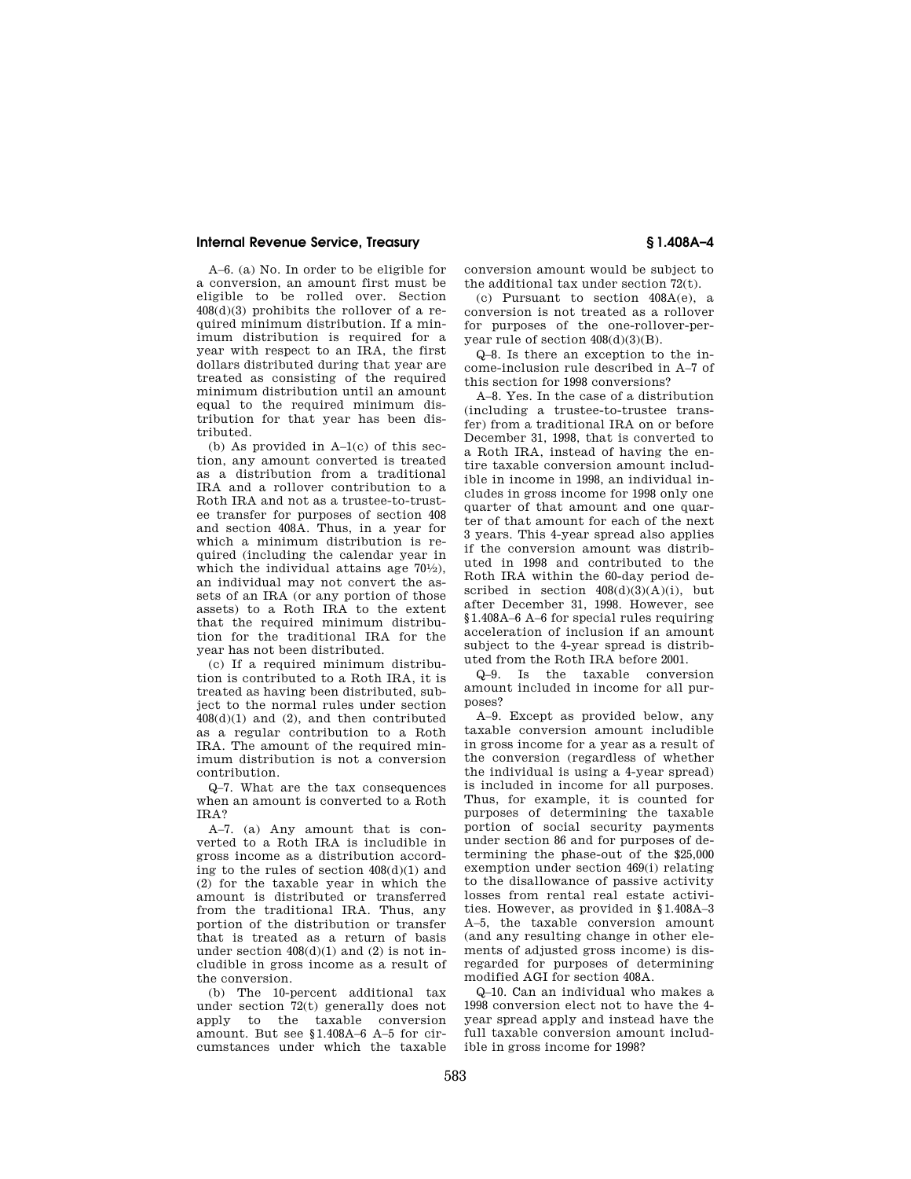A–6. (a) No. In order to be eligible for a conversion, an amount first must be eligible to be rolled over. Section 408(d)(3) prohibits the rollover of a required minimum distribution. If a minimum distribution is required for a year with respect to an IRA, the first dollars distributed during that year are treated as consisting of the required minimum distribution until an amount equal to the required minimum distribution for that year has been distributed.

(b) As provided in A–1(c) of this section, any amount converted is treated as a distribution from a traditional IRA and a rollover contribution to a Roth IRA and not as a trustee-to-trustee transfer for purposes of section 408 and section 408A. Thus, in a year for which a minimum distribution is required (including the calendar year in which the individual attains age 70½), an individual may not convert the assets of an IRA (or any portion of those assets) to a Roth IRA to the extent that the required minimum distribution for the traditional IRA for the year has not been distributed.

(c) If a required minimum distribution is contributed to a Roth IRA, it is treated as having been distributed, subject to the normal rules under section 408(d)(1) and (2), and then contributed as a regular contribution to a Roth IRA. The amount of the required minimum distribution is not a conversion contribution.

Q–7. What are the tax consequences when an amount is converted to a Roth IRA?

A–7. (a) Any amount that is converted to a Roth IRA is includible in gross income as a distribution according to the rules of section 408(d)(1) and (2) for the taxable year in which the amount is distributed or transferred from the traditional IRA. Thus, any portion of the distribution or transfer that is treated as a return of basis under section 408(d)(1) and (2) is not includible in gross income as a result of the conversion.

(b) The 10-percent additional tax under section 72(t) generally does not apply to the taxable conversion amount. But see §1.408A–6 A–5 for circumstances under which the taxable conversion amount would be subject to the additional tax under section 72(t).

(c) Pursuant to section 408A(e), a conversion is not treated as a rollover for purposes of the one-rollover-per-year rule of section 408(d)(3)(B).

Q–8. Is there an exception to the income-inclusion rule described in A–7 of this section for 1998 conversions?

A–8. Yes. In the case of a distribution (including a trustee-to-trustee transfer) from a traditional IRA on or before December 31, 1998, that is converted to a Roth IRA, instead of having the entire taxable conversion amount includible in income in 1998, an individual includes in gross income for 1998 only one quarter of that amount and one quarter of that amount for each of the next 3 years. This 4-year spread also applies if the conversion amount was distributed in 1998 and contributed to the Roth IRA within the 60-day period described in section 408(d)(3)(A)(i), but after December 31, 1998. However, see §1.408A–6 A–6 for special rules requiring acceleration of inclusion if an amount subject to the 4-year spread is distributed from the Roth IRA before 2001.

Q–9. Is the taxable conversion amount included in income for all purposes?

A–9. Except as provided below, any taxable conversion amount includible in gross income for a year as a result of the conversion (regardless of whether the individual is using a 4-year spread) is included in income for all purposes. Thus, for example, it is counted for purposes of determining the taxable portion of social security payments under section 86 and for purposes of determining the phase-out of the $25,000 exemption under section 469(i) relating to the disallowance of passive activity losses from rental real estate activities. However, as provided in §1.408A–3 A–5, the taxable conversion amount (and any resulting change in other elements of adjusted gross income) is disregarded for purposes of determining modified AGI for section 408A.

Q–10. Can an individual who makes a 1998 conversion elect not to have the 4-year spread apply and instead have the full taxable conversion amount includible in gross income for 1998?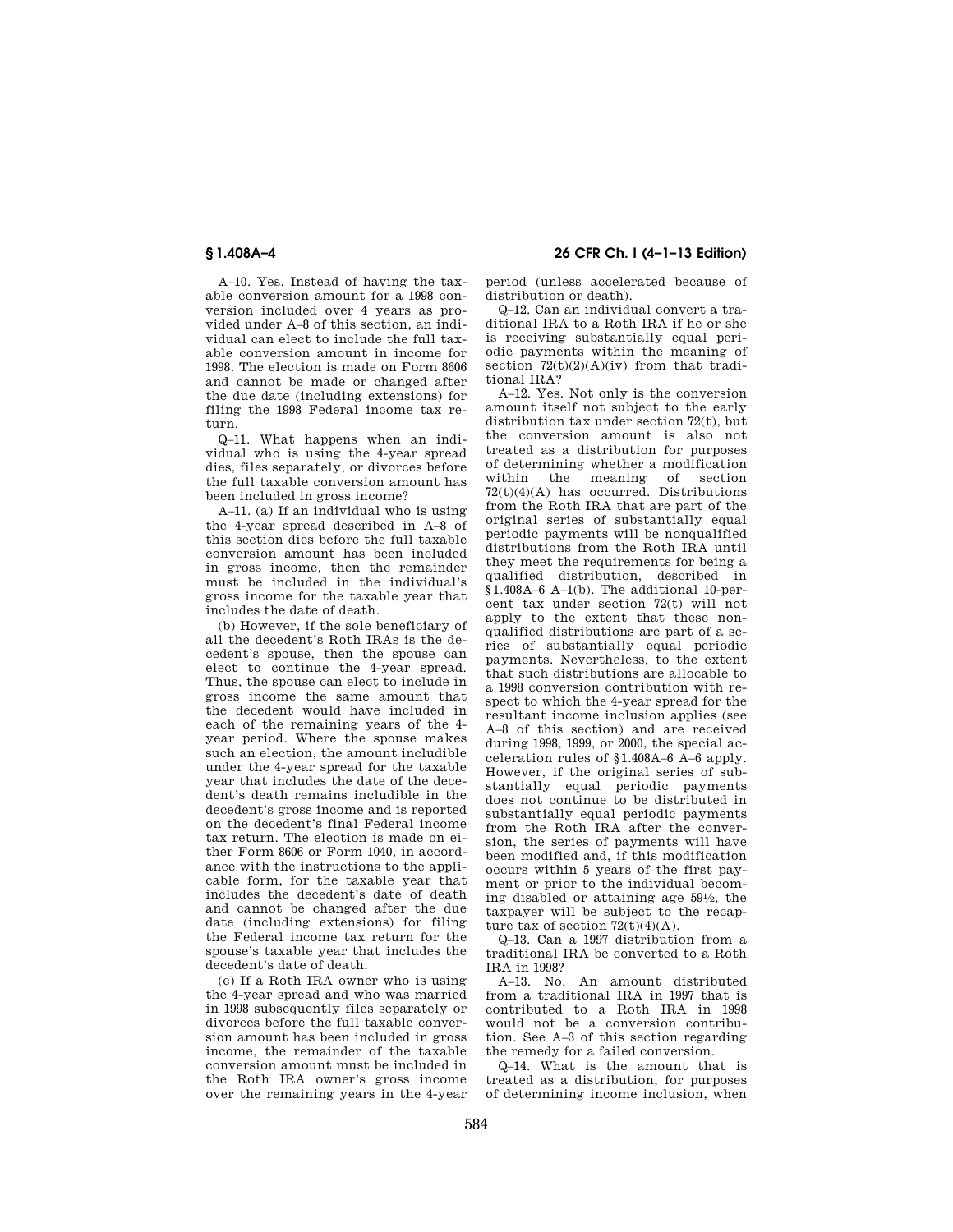A–10. Yes. Instead of having the taxable conversion amount for a 1998 conversion included over 4 years as provided under A–8 of this section, an individual can elect to include the full taxable conversion amount in income for 1998. The election is made on Form 8606 and cannot be made or changed after the due date (including extensions) for filing the 1998 Federal income tax return.

Q–11. What happens when an individual who is using the 4-year spread dies, files separately, or divorces before the full taxable conversion amount has been included in gross income?

A–11. (a) If an individual who is using the 4-year spread described in A–8 of this section dies before the full taxable conversion amount has been included in gross income, then the remainder must be included in the individual's gross income for the taxable year that includes the date of death.

(b) However, if the sole beneficiary of all the decedent's Roth IRAs is the decedent's spouse, then the spouse can elect to continue the 4-year spread. Thus, the spouse can elect to include in gross income the same amount that the decedent would have included in each of the remaining years of the 4-year period. Where the spouse makes such an election, the amount includible under the 4-year spread for the taxable year that includes the date of the decedent's death remains includible in the decedent's gross income and is reported on the decedent's final Federal income tax return. The election is made on either Form 8606 or Form 1040, in accordance with the instructions to the applicable form, for the taxable year that includes the decedent's date of death and cannot be changed after the due date (including extensions) for filing the Federal income tax return for the spouse's taxable year that includes the decedent's date of death.

(c) If a Roth IRA owner who is using the 4-year spread and who was married in 1998 subsequently files separately or divorces before the full taxable conversion amount has been included in gross income, the remainder of the taxable conversion amount must be included in the Roth IRA owner's gross income over the remaining years in the 4-year period (unless accelerated because of distribution or death).

Q–12. Can an individual convert a traditional IRA to a Roth IRA if he or she is receiving substantially equal periodic payments within the meaning of section 72(t)(2)(A)(iv) from that traditional IRA?

A–12. Yes. Not only is the conversion amount itself not subject to the early distribution tax under section 72(t), but the conversion amount is also not treated as a distribution for purposes of determining whether a modification within the meaning of section 72(t)(4)(A) has occurred. Distributions from the Roth IRA that are part of the original series of substantially equal periodic payments will be nonqualified distributions from the Roth IRA until they meet the requirements for being a qualified distribution, described in §1.408A–6 A–1(b). The additional 10-percent tax under section 72(t) will not apply to the extent that these nonqualified distributions are part of a series of substantially equal periodic payments. Nevertheless, to the extent that such distributions are allocable to a 1998 conversion contribution with respect to which the 4-year spread for the resultant income inclusion applies (see A–8 of this section) and are received during 1998, 1999, or 2000, the special acceleration rules of §1.408A–6 A–6 apply. However, if the original series of substantially equal periodic payments does not continue to be distributed in substantially equal periodic payments from the Roth IRA after the conversion, the series of payments will have been modified and, if this modification occurs within 5 years of the first payment or prior to the individual becoming disabled or attaining age 59½, the taxpayer will be subject to the recapture tax of section 72(t)(4)(A).

Q–13. Can a 1997 distribution from a traditional IRA be converted to a Roth IRA in 1998?

A–13. No. An amount distributed from a traditional IRA in 1997 that is contributed to a Roth IRA in 1998 would not be a conversion contribution. See A–3 of this section regarding the remedy for a failed conversion.

Q–14. What is the amount that is treated as a distribution, for purposes of determining income inclusion, when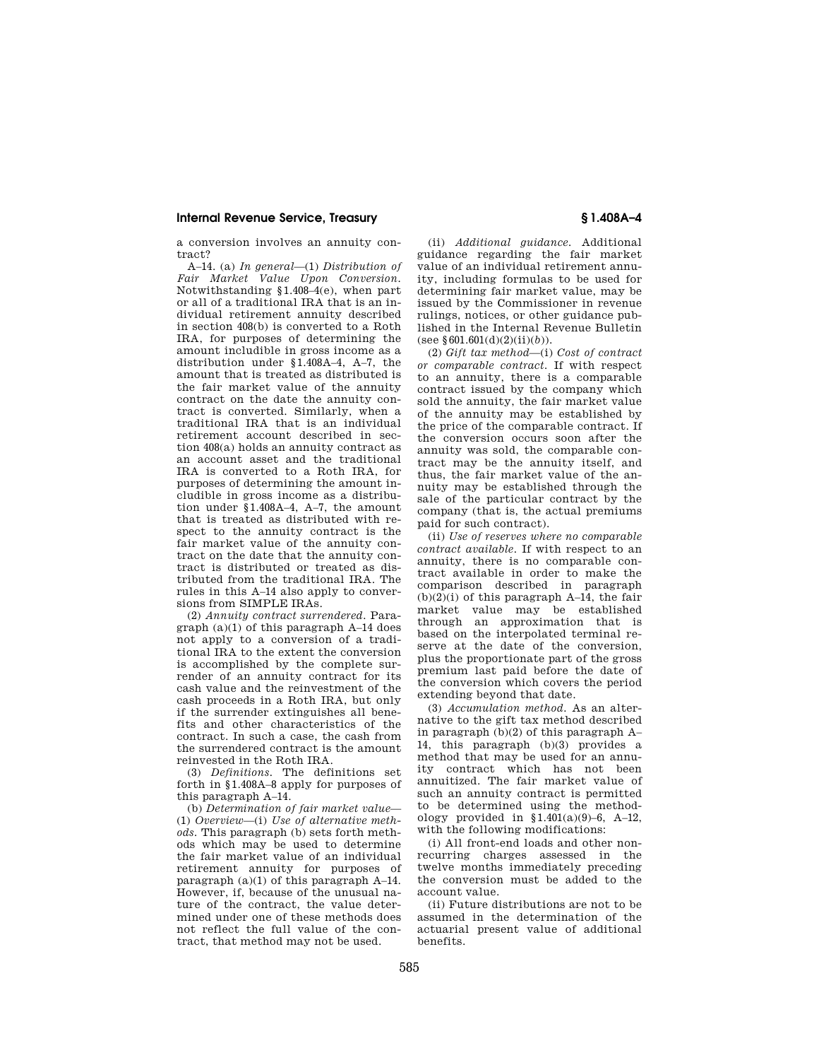a conversion involves an annuity contract?

A–14. (a) *In general*—(1) *Distribution of Fair Market Value Upon Conversion.* Notwithstanding §1.408–4(e), when part or all of a traditional IRA that is an individual retirement annuity described in section 408(b) is converted to a Roth IRA, for purposes of determining the amount includible in gross income as a distribution under §1.408A–4, A–7, the amount that is treated as distributed is the fair market value of the annuity contract on the date the annuity contract is converted. Similarly, when a traditional IRA that is an individual retirement account described in section 408(a) holds an annuity contract as an account asset and the traditional IRA is converted to a Roth IRA, for purposes of determining the amount includible in gross income as a distribution under §1.408A–4, A–7, the amount that is treated as distributed with respect to the annuity contract is the fair market value of the annuity contract on the date that the annuity contract is distributed or treated as distributed from the traditional IRA. The rules in this A–14 also apply to conversions from SIMPLE IRAs.

(2) *Annuity contract surrendered.* Paragraph (a)(1) of this paragraph A–14 does not apply to a conversion of a traditional IRA to the extent the conversion is accomplished by the complete surrender of an annuity contract for its cash value and the reinvestment of the cash proceeds in a Roth IRA, but only if the surrender extinguishes all benefits and other characteristics of the contract. In such a case, the cash from the surrendered contract is the amount reinvested in the Roth IRA.

(3) *Definitions.* The definitions set forth in §1.408A–8 apply for purposes of this paragraph A–14.

(b) *Determination of fair market value*—(1) *Overview*—(i) *Use of alternative methods.* This paragraph (b) sets forth methods which may be used to determine the fair market value of an individual retirement annuity for purposes of paragraph (a)(1) of this paragraph A–14. However, if, because of the unusual nature of the contract, the value determined under one of these methods does not reflect the full value of the contract, that method may not be used.

(ii) *Additional guidance.* Additional guidance regarding the fair market value of an individual retirement annuity, including formulas to be used for determining fair market value, may be issued by the Commissioner in revenue rulings, notices, or other guidance published in the Internal Revenue Bulletin (see §601.601(d)(2)(ii)(*b*)).

(2) *Gift tax method*—(i) *Cost of contract or comparable contract.* If with respect to an annuity, there is a comparable contract issued by the company which sold the annuity, the fair market value of the annuity may be established by the price of the comparable contract. If the conversion occurs soon after the annuity was sold, the comparable contract may be the annuity itself, and thus, the fair market value of the annuity may be established through the sale of the particular contract by the company (that is, the actual premiums paid for such contract).

(ii) *Use of reserves where no comparable contract available.* If with respect to an annuity, there is no comparable contract available in order to make the comparison described in paragraph (b)(2)(i) of this paragraph A–14, the fair market value may be established through an approximation that is based on the interpolated terminal reserve at the date of the conversion, plus the proportionate part of the gross premium last paid before the date of the conversion which covers the period extending beyond that date.

(3) *Accumulation method.* As an alternative to the gift tax method described in paragraph (b)(2) of this paragraph A–14, this paragraph (b)(3) provides a method that may be used for an annuity contract which has not been annuitized. The fair market value of such an annuity contract is permitted to be determined using the methodology provided in §1.401(a)(9)–6, A–12, with the following modifications:

(i) All front-end loads and other non-recurring charges assessed in the twelve months immediately preceding the conversion must be added to the account value.

(ii) Future distributions are not to be assumed in the determination of the actuarial present value of additional benefits.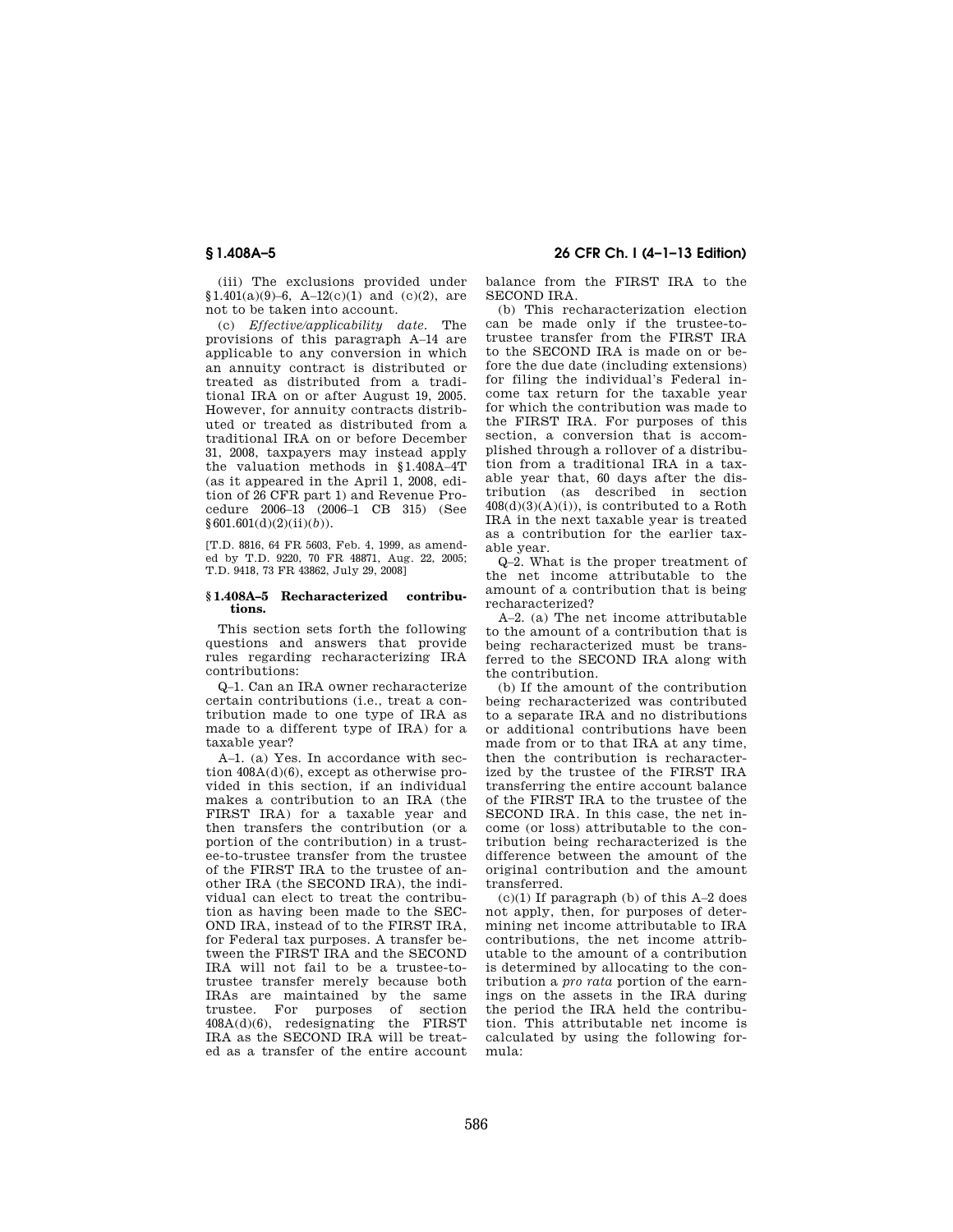(iii) The exclusions provided under §1.401(a)(9)–6, A–12(c)(1) and (c)(2), are not to be taken into account.

(c) *Effective/applicability date.* The provisions of this paragraph A–14 are applicable to any conversion in which an annuity contract is distributed or treated as distributed from a traditional IRA on or after August 19, 2005. However, for annuity contracts distributed or treated as distributed from a traditional IRA on or before December 31, 2008, taxpayers may instead apply the valuation methods in §1.408A–4T (as it appeared in the April 1, 2008, edition of 26 CFR part 1) and Revenue Procedure 2006–13 (2006–1 CB 315) (See §601.601(d)(2)(ii)(*b*)).

[T.D. 8816, 64 FR 5603, Feb. 4, 1999, as amended by T.D. 9220, 70 FR 48871, Aug. 22, 2005; T.D. 9418, 73 FR 43862, July 29, 2008]

### §1.408A–5 Recharacterized contributions.

This section sets forth the following questions and answers that provide rules regarding recharacterizing IRA contributions:

Q–1. Can an IRA owner recharacterize certain contributions (i.e., treat a contribution made to one type of IRA as made to a different type of IRA) for a taxable year?

A–1. (a) Yes. In accordance with section 408A(d)(6), except as otherwise provided in this section, if an individual makes a contribution to an IRA (the FIRST IRA) for a taxable year and then transfers the contribution (or a portion of the contribution) in a trustee-to-trustee transfer from the trustee of the FIRST IRA to the trustee of another IRA (the SECOND IRA), the individual can elect to treat the contribution as having been made to the SECOND IRA, instead of to the FIRST IRA, for Federal tax purposes. A transfer between the FIRST IRA and the SECOND IRA will not fail to be a trustee-to-trustee transfer merely because both IRAs are maintained by the same trustee. For purposes of section 408A(d)(6), redesignating the FIRST IRA as the SECOND IRA will be treated as a transfer of the entire account balance from the FIRST IRA to the SECOND IRA.

(b) This recharacterization election can be made only if the trustee-to-trustee transfer from the FIRST IRA to the SECOND IRA is made on or before the due date (including extensions) for filing the individual's Federal income tax return for the taxable year for which the contribution was made to the FIRST IRA. For purposes of this section, a conversion that is accomplished through a rollover of a distribution from a traditional IRA in a taxable year that, 60 days after the distribution (as described in section 408(d)(3)(A)(i)), is contributed to a Roth IRA in the next taxable year is treated as a contribution for the earlier taxable year.

Q–2. What is the proper treatment of the net income attributable to the amount of a contribution that is being recharacterized?

A–2. (a) The net income attributable to the amount of a contribution that is being recharacterized must be transferred to the SECOND IRA along with the contribution.

(b) If the amount of the contribution being recharacterized was contributed to a separate IRA and no distributions or additional contributions have been made from or to that IRA at any time, then the contribution is recharacterized by the trustee of the FIRST IRA transferring the entire account balance of the FIRST IRA to the trustee of the SECOND IRA. In this case, the net income (or loss) attributable to the contribution being recharacterized is the difference between the amount of the original contribution and the amount transferred.

(c)(1) If paragraph (b) of this A–2 does not apply, then, for purposes of determining net income attributable to IRA contributions, the net income attributable to the amount of a contribution is determined by allocating to the contribution a *pro rata* portion of the earnings on the assets in the IRA during the period the IRA held the contribution. This attributable net income is calculated by using the following formula: